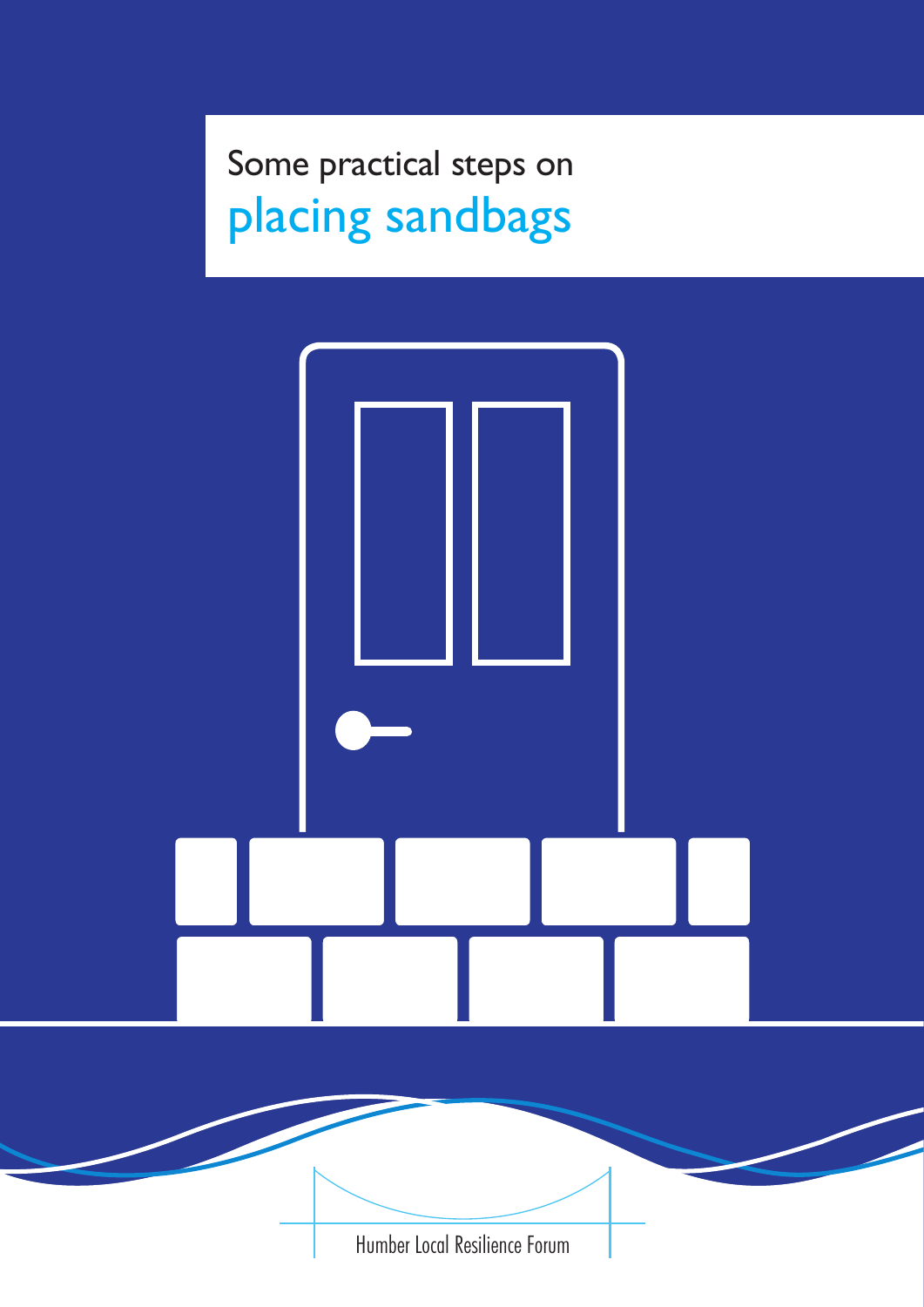# Some practical steps on placing sandbags

Humber Local Resilience Forum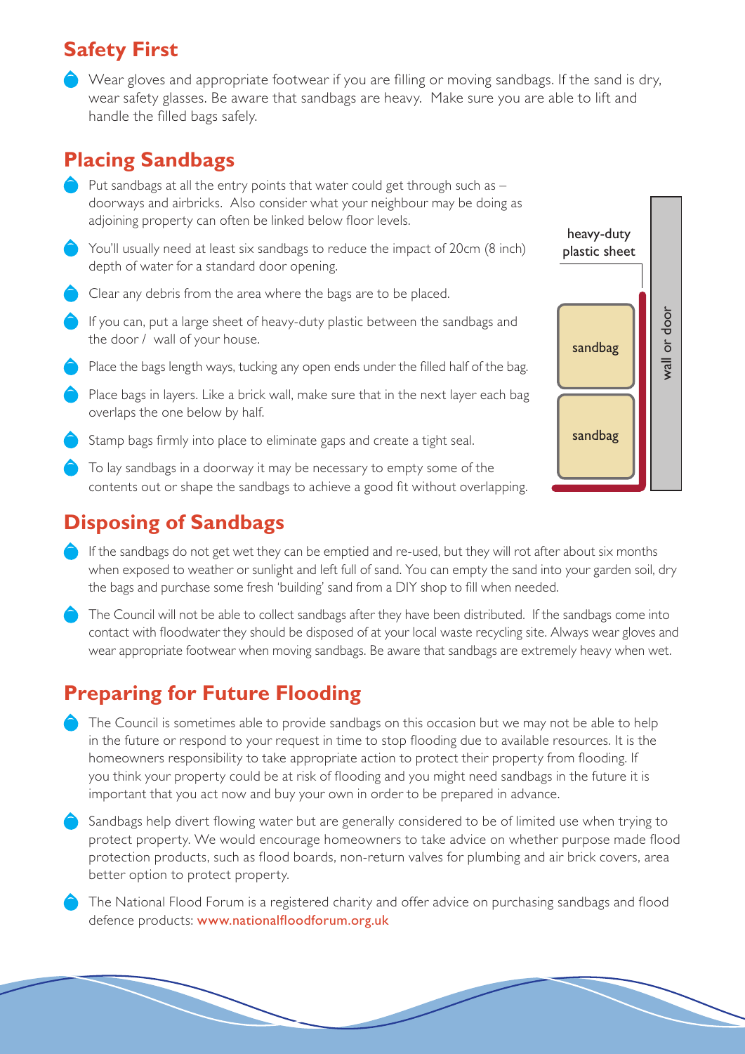## Safety First

- Wear gloves and appropriate footwear if you are filling or moving sandbags. If the sand is dry, wear safety glasses. Be aware that sandbags are heavy. Make sure you are able to lift and handle the filled bags safely.

## Placing Sandbags

- Put sandbags at all the entry points that water could get through such as – doorways and airbricks. Also consider what your neighbour may be doing as adjoining property can often be linked below floor levels.
- You'll usually need at least six sandbags to reduce the impact of 20cm (8 inch) depth of water for a standard door opening.
- Clear any debris from the area where the bags are to be placed.
- If you can, put a large sheet of heavy-duty plastic between the sandbags and the door / wall of your house.
- Place the bags length ways, tucking any open ends under the filled half of the bag.
- Place bags in layers. Like a brick wall, make sure that in the next layer each bag overlaps the one below by half.
- Stamp bags firmly into place to eliminate gaps and create a tight seal.
- To lay sandbags in a doorway it may be necessary to empty some of the contents out or shape the sandbags to achieve a good fit without overlapping.

heavy-duty plastic sheet

sandbag

sandbag

wall or door

## Disposing of Sandbags

- If the sandbags do not get wet they can be emptied and re-used, but they will rot after about six months when exposed to weather or sunlight and left full of sand. You can empty the sand into your garden soil, dry the bags and purchase some fresh 'building' sand from a DIY shop to fill when needed.
- The Council will not be able to collect sandbags after they have been distributed. If the sandbags come into contact with floodwater they should be disposed of at your local waste recycling site. Always wear gloves and wear appropriate footwear when moving sandbags. Be aware that sandbags are extremely heavy when wet.

## Preparing for Future Flooding

- The Council is sometimes able to provide sandbags on this occasion but we may not be able to help in the future or respond to your request in time to stop flooding due to available resources. It is the homeowners responsibility to take appropriate action to protect their property from flooding. If you think your property could be at risk of flooding and you might need sandbags in the future it is important that you act now and buy your own in order to be prepared in advance.
- Sandbags help divert flowing water but are generally considered to be of limited use when trying to protect property. We would encourage homeowners to take advice on whether purpose made flood protection products, such as flood boards, non-return valves for plumbing and air brick covers, area better option to protect property.
- The National Flood Forum is a registered charity and offer advice on purchasing sandbags and flood defence products: www.nationalfloodforum.org.uk